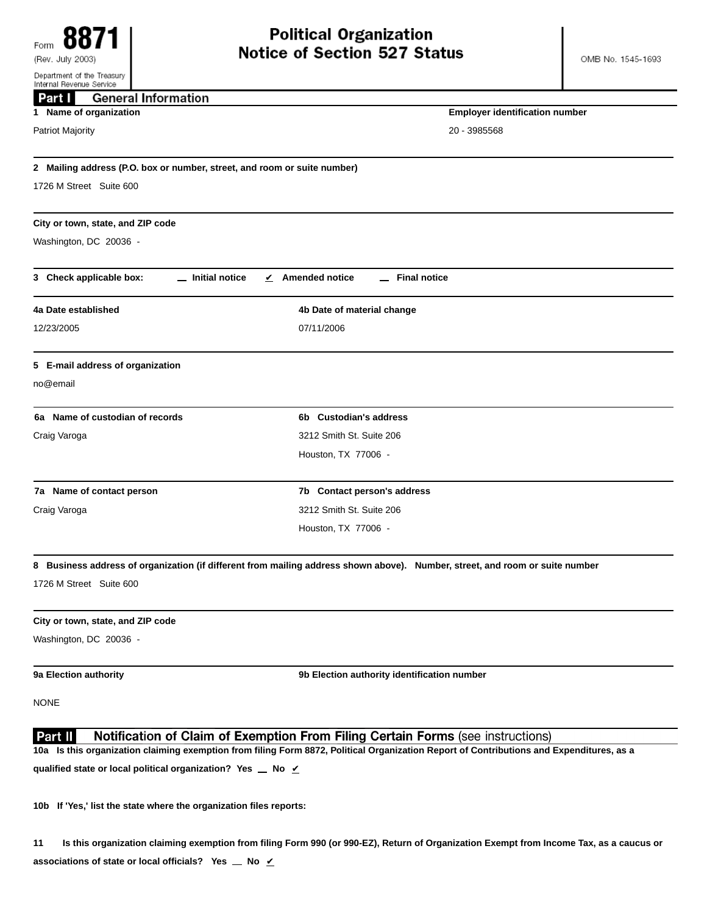Form **8871** (Rev. July 2003)
Department of the Treasury
Internal Revenue Service

# Political Organization Notice of Section 527 Status

OMB No. 1545-1693

## Part I General Information

**1 Name of organization**
Patriot Majority

**Employer identification number**
20 - 3985568

**2 Mailing address (P.O. box or number, street, and room or suite number)**
1726 M Street Suite 600

**City or town, state, and ZIP code**
Washington, DC 20036 -

**3 Check applicable box:** __ Initial notice ✔ Amended notice __ Final notice

**4a Date established**
12/23/2005

**4b Date of material change**
07/11/2006

**5 E-mail address of organization**
no@email

**6a Name of custodian of records**
Craig Varoga

**6b Custodian's address**
3212 Smith St. Suite 206
Houston, TX 77006 -

**7a Name of contact person**
Craig Varoga

**7b Contact person's address**
3212 Smith St. Suite 206
Houston, TX 77006 -

**8 Business address of organization (if different from mailing address shown above). Number, street, and room or suite number**
1726 M Street Suite 600

**City or town, state, and ZIP code**
Washington, DC 20036 -

**9a Election authority**
NONE

**9b Election authority identification number**

## Part II Notification of Claim of Exemption From Filing Certain Forms (see instructions)

**10a Is this organization claiming exemption from filing Form 8872, Political Organization Report of Contributions and Expenditures, as a qualified state or local political organization? Yes __ No ✔**

**10b If 'Yes,' list the state where the organization files reports:**

**11 Is this organization claiming exemption from filing Form 990 (or 990-EZ), Return of Organization Exempt from Income Tax, as a caucus or associations of state or local officials? Yes __ No ✔**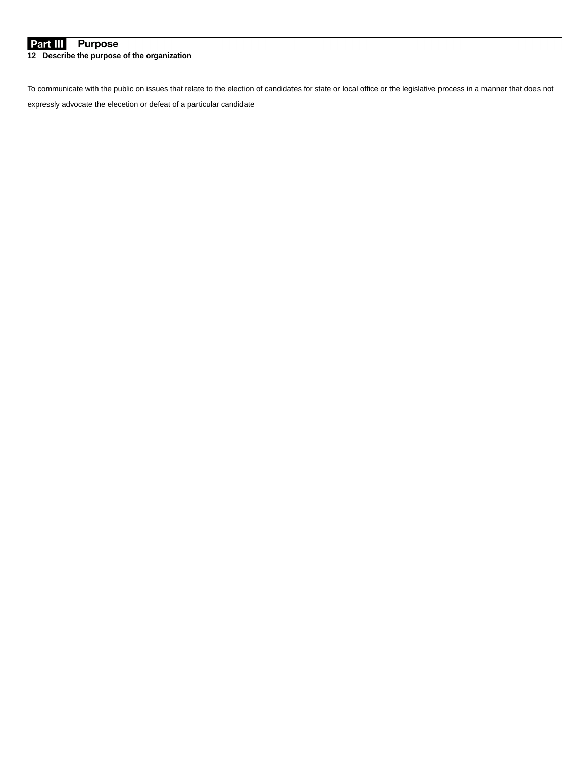## Part III Purpose

**12 Describe the purpose of the organization**

To communicate with the public on issues that relate to the election of candidates for state or local office or the legislative process in a manner that does not expressly advocate the elecetion or defeat of a particular candidate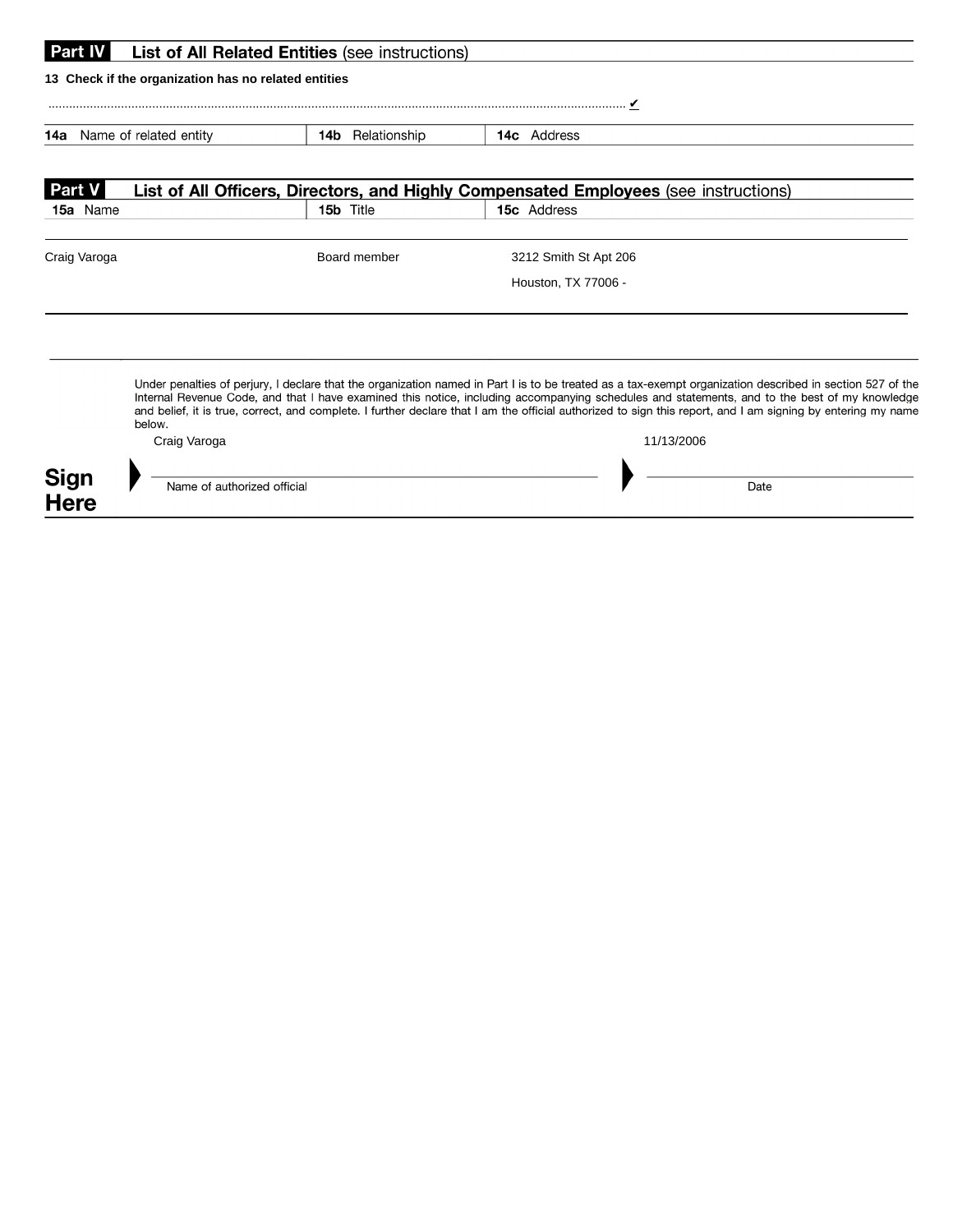## Part IV List of All Related Entities (see instructions)

**13 Check if the organization has no related entities** .......... ✔

| 14a Name of related entity | 14b Relationship | 14c Address |
|---|---|---|

## Part V List of All Officers, Directors, and Highly Compensated Employees (see instructions)

| 15a Name | 15b Title | 15c Address |
|---|---|---|
| Craig Varoga | Board member | 3212 Smith St Apt 206<br>Houston, TX 77006 - |

Under penalties of perjury, I declare that the organization named in Part I is to be treated as a tax-exempt organization described in section 527 of the Internal Revenue Code, and that I have examined this notice, including accompanying schedules and statements, and to the best of my knowledge and belief, it is true, correct, and complete. I further declare that I am the official authorized to sign this report, and I am signing by entering my name below.

**Sign Here**

Craig Varoga — Name of authorized official

11/13/2006 — Date